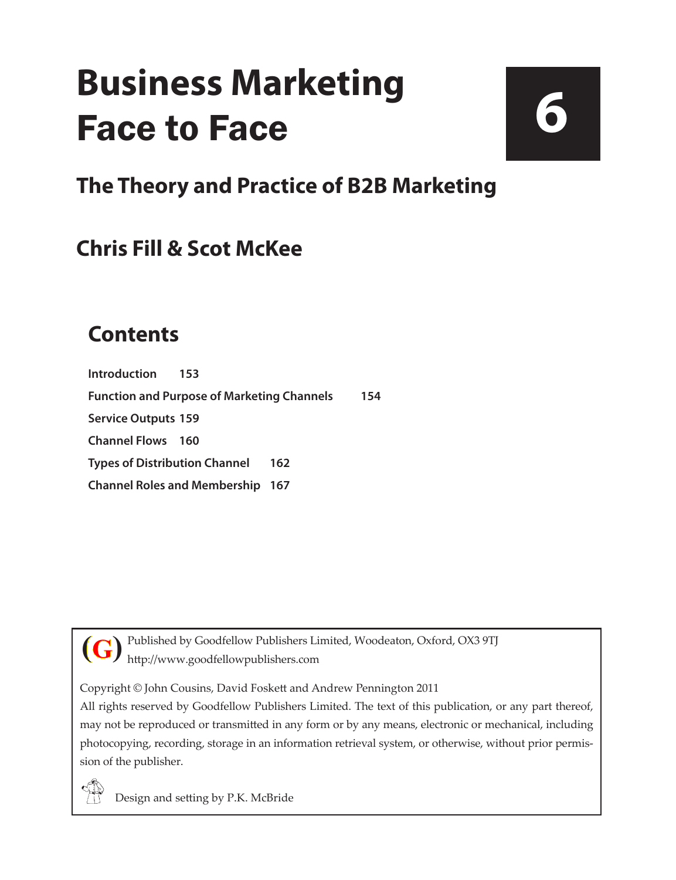# Business Marketing Face to Face

**6**

## The Theory and Practice of B2B Marketing

## Chris Fill & Scot McKee

## Contents

**Introduction 153**

**Function and Purpose of Marketing Channels 154**

**Service Outputs 159**

**Channel Flows 160**

**Types of Distribution Channel 162**

**Channel Roles and Membership 167**

Published by Goodfellow Publishers Limited, Woodeaton, Oxford, OX3 9TJ
http://www.goodfellowpublishers.com

Copyright © John Cousins, David Foskett and Andrew Pennington 2011

All rights reserved by Goodfellow Publishers Limited. The text of this publication, or any part thereof, may not be reproduced or transmitted in any form or by any means, electronic or mechanical, including photocopying, recording, storage in an information retrieval system, or otherwise, without prior permission of the publisher.

Design and setting by P.K. McBride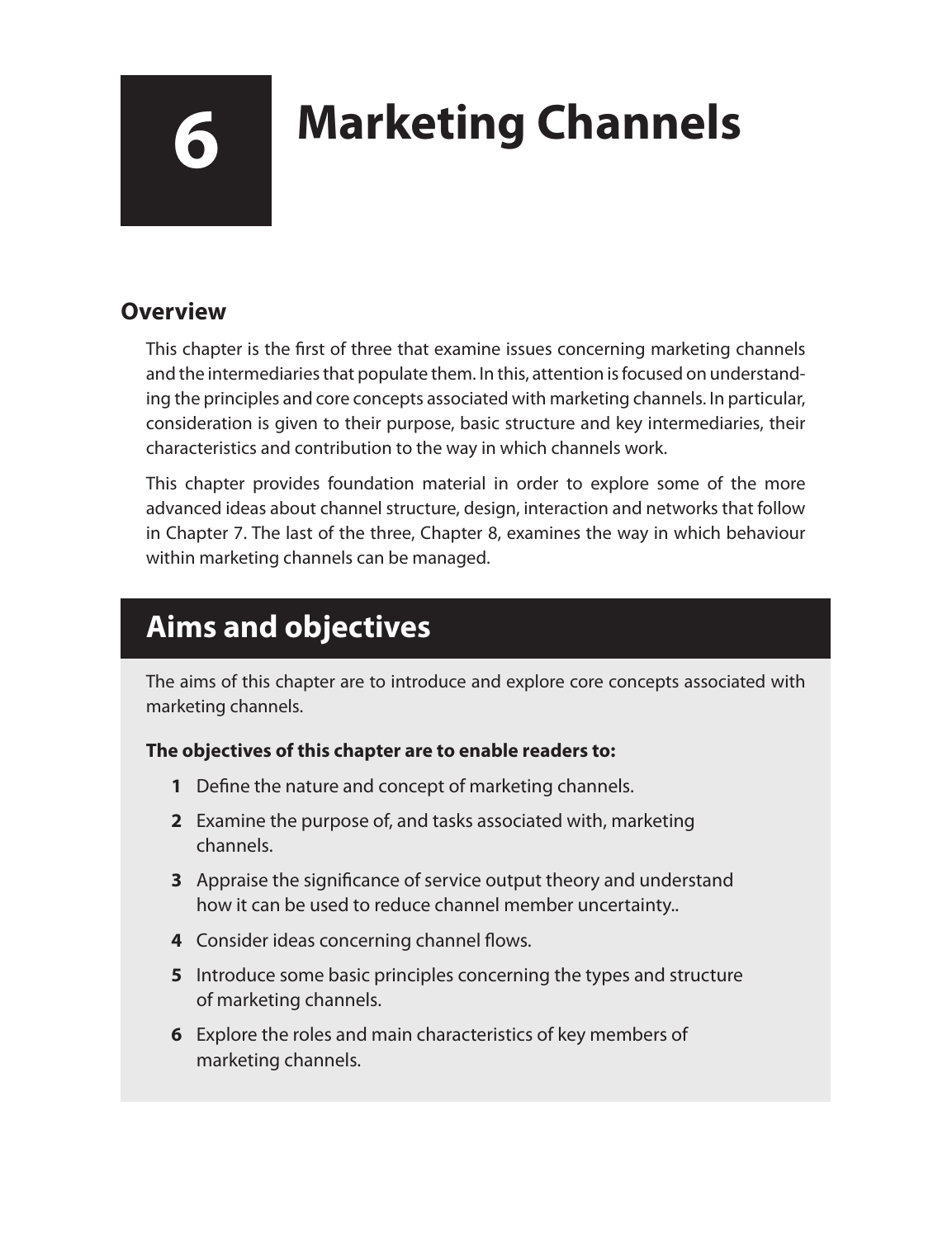# 6 Marketing Channels

## Overview

This chapter is the first of three that examine issues concerning marketing channels and the intermediaries that populate them. In this, attention is focused on understanding the principles and core concepts associated with marketing channels. In particular, consideration is given to their purpose, basic structure and key intermediaries, their characteristics and contribution to the way in which channels work.

This chapter provides foundation material in order to explore some of the more advanced ideas about channel structure, design, interaction and networks that follow in Chapter 7. The last of the three, Chapter 8, examines the way in which behaviour within marketing channels can be managed.

## Aims and objectives

The aims of this chapter are to introduce and explore core concepts associated with marketing channels.

**The objectives of this chapter are to enable readers to:**

1. Define the nature and concept of marketing channels.
2. Examine the purpose of, and tasks associated with, marketing channels.
3. Appraise the significance of service output theory and understand how it can be used to reduce channel member uncertainty..
4. Consider ideas concerning channel flows.
5. Introduce some basic principles concerning the types and structure of marketing channels.
6. Explore the roles and main characteristics of key members of marketing channels.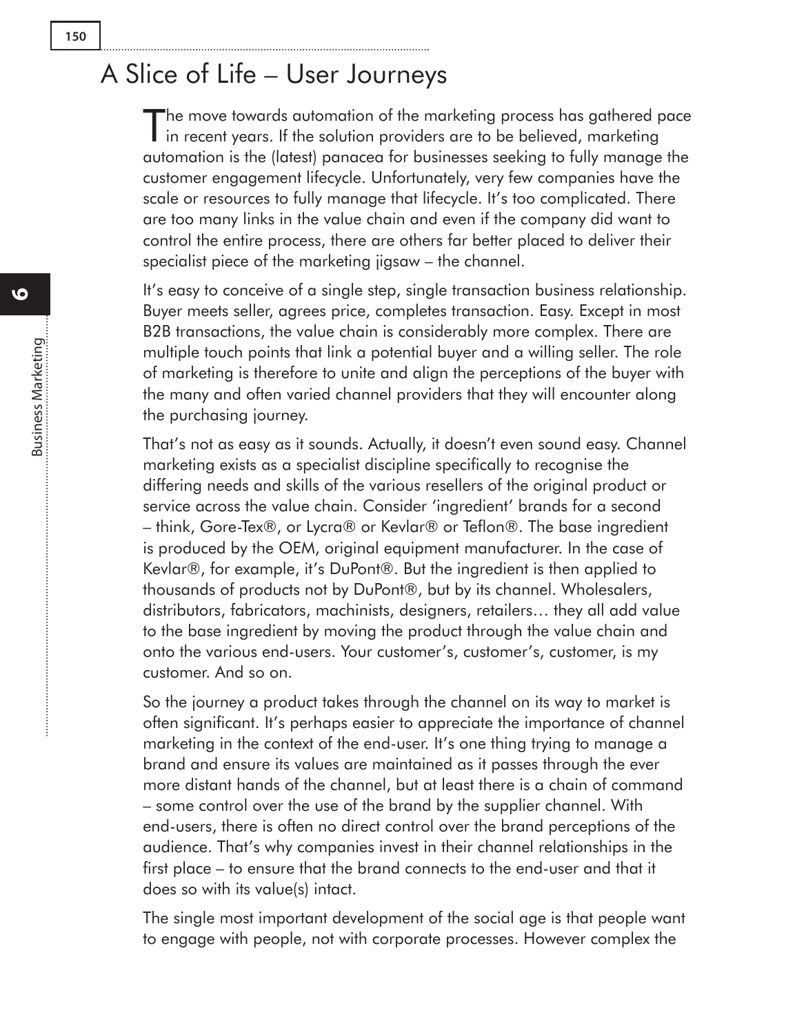# A Slice of Life – User Journeys

The move towards automation of the marketing process has gathered pace in recent years. If the solution providers are to be believed, marketing automation is the (latest) panacea for businesses seeking to fully manage the customer engagement lifecycle. Unfortunately, very few companies have the scale or resources to fully manage that lifecycle. It's too complicated. There are too many links in the value chain and even if the company did want to control the entire process, there are others far better placed to deliver their specialist piece of the marketing jigsaw – the channel.

It's easy to conceive of a single step, single transaction business relationship. Buyer meets seller, agrees price, completes transaction. Easy. Except in most B2B transactions, the value chain is considerably more complex. There are multiple touch points that link a potential buyer and a willing seller. The role of marketing is therefore to unite and align the perceptions of the buyer with the many and often varied channel providers that they will encounter along the purchasing journey.

That's not as easy as it sounds. Actually, it doesn't even sound easy. Channel marketing exists as a specialist discipline specifically to recognise the differing needs and skills of the various resellers of the original product or service across the value chain. Consider 'ingredient' brands for a second – think, Gore-Tex®, or Lycra® or Kevlar® or Teflon®. The base ingredient is produced by the OEM, original equipment manufacturer. In the case of Kevlar®, for example, it's DuPont®. But the ingredient is then applied to thousands of products not by DuPont®, but by its channel. Wholesalers, distributors, fabricators, machinists, designers, retailers… they all add value to the base ingredient by moving the product through the value chain and onto the various end-users. Your customer's, customer's, customer, is my customer. And so on.

So the journey a product takes through the channel on its way to market is often significant. It's perhaps easier to appreciate the importance of channel marketing in the context of the end-user. It's one thing trying to manage a brand and ensure its values are maintained as it passes through the ever more distant hands of the channel, but at least there is a chain of command – some control over the use of the brand by the supplier channel. With end-users, there is often no direct control over the brand perceptions of the audience. That's why companies invest in their channel relationships in the first place – to ensure that the brand connects to the end-user and that it does so with its value(s) intact.

The single most important development of the social age is that people want to engage with people, not with corporate processes. However complex the